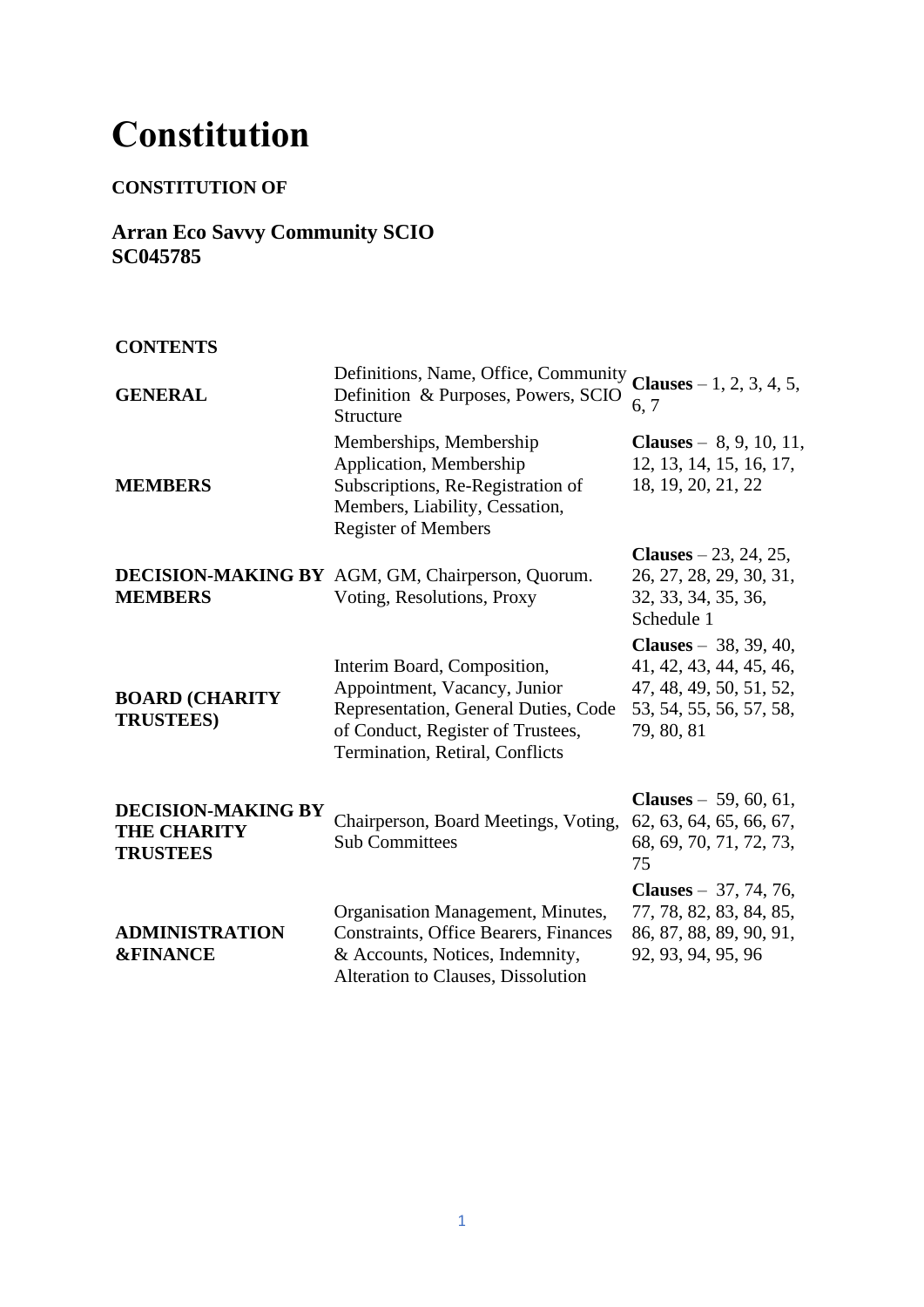# Constitution

**CONSTITUTION OF**

**Arran Eco Savvy Community SCIO**
**SC045785**

**CONTENTS**

| | | |
|---|---|---|
| **GENERAL** | Definitions, Name, Office, Community Definition & Purposes, Powers, SCIO Structure | **Clauses** – 1, 2, 3, 4, 5, 6, 7 |
| **MEMBERS** | Memberships, Membership Application, Membership Subscriptions, Re-Registration of Members, Liability, Cessation, Register of Members | **Clauses** – 8, 9, 10, 11, 12, 13, 14, 15, 16, 17, 18, 19, 20, 21, 22 |
| **DECISION-MAKING BY MEMBERS** | AGM, GM, Chairperson, Quorum. Voting, Resolutions, Proxy | **Clauses** – 23, 24, 25, 26, 27, 28, 29, 30, 31, 32, 33, 34, 35, 36, Schedule 1 |
| **BOARD (CHARITY TRUSTEES)** | Interim Board, Composition, Appointment, Vacancy, Junior Representation, General Duties, Code of Conduct, Register of Trustees, Termination, Retiral, Conflicts | **Clauses** – 38, 39, 40, 41, 42, 43, 44, 45, 46, 47, 48, 49, 50, 51, 52, 53, 54, 55, 56, 57, 58, 79, 80, 81 |
| **DECISION-MAKING BY THE CHARITY TRUSTEES** | Chairperson, Board Meetings, Voting, Sub Committees | **Clauses** – 59, 60, 61, 62, 63, 64, 65, 66, 67, 68, 69, 70, 71, 72, 73, 75 |
| **ADMINISTRATION &FINANCE** | Organisation Management, Minutes, Constraints, Office Bearers, Finances & Accounts, Notices, Indemnity, Alteration to Clauses, Dissolution | **Clauses** – 37, 74, 76, 77, 78, 82, 83, 84, 85, 86, 87, 88, 89, 90, 91, 92, 93, 94, 95, 96 |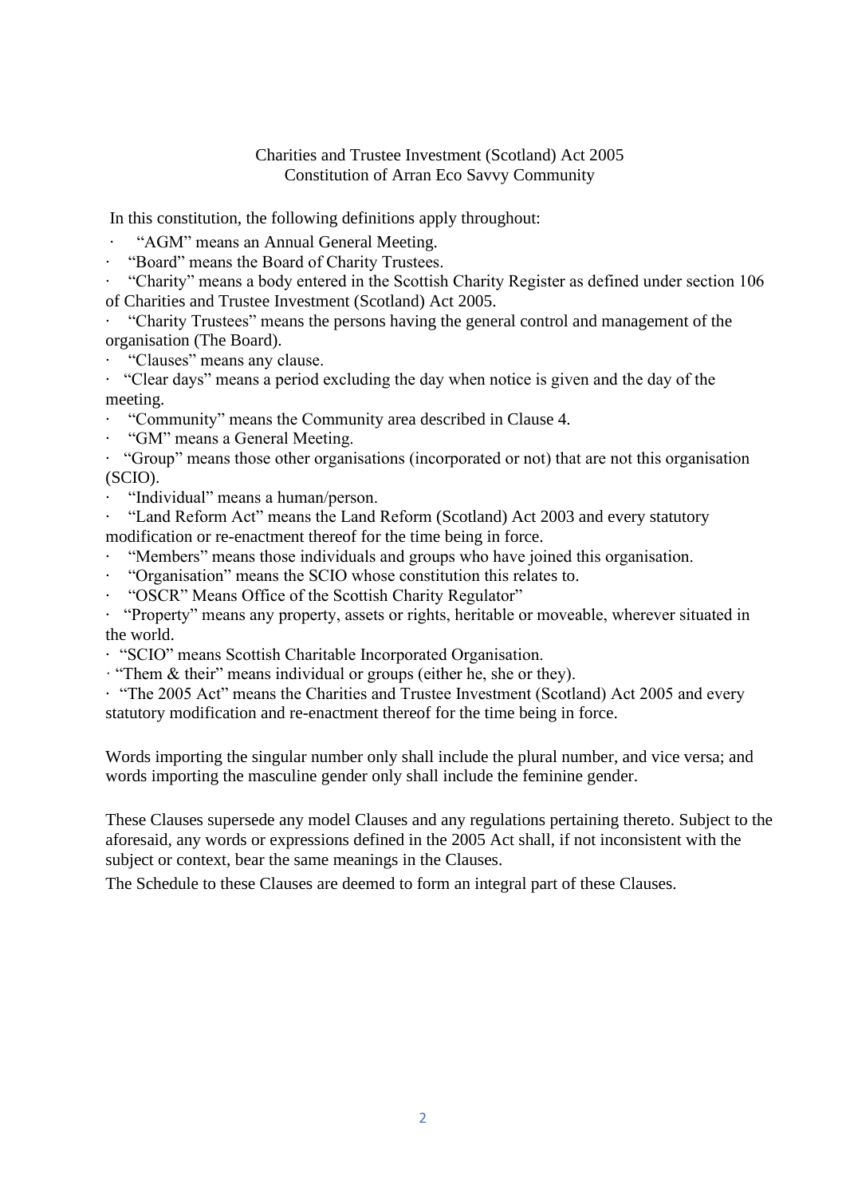Charities and Trustee Investment (Scotland) Act 2005
Constitution of Arran Eco Savvy Community

In this constitution, the following definitions apply throughout:

- "AGM" means an Annual General Meeting.
- "Board" means the Board of Charity Trustees.
- "Charity" means a body entered in the Scottish Charity Register as defined under section 106 of Charities and Trustee Investment (Scotland) Act 2005.
- "Charity Trustees" means the persons having the general control and management of the organisation (The Board).
- "Clauses" means any clause.
- "Clear days" means a period excluding the day when notice is given and the day of the meeting.
- "Community" means the Community area described in Clause 4.
- "GM" means a General Meeting.
- "Group" means those other organisations (incorporated or not) that are not this organisation (SCIO).
- "Individual" means a human/person.
- "Land Reform Act" means the Land Reform (Scotland) Act 2003 and every statutory modification or re-enactment thereof for the time being in force.
- "Members" means those individuals and groups who have joined this organisation.
- "Organisation" means the SCIO whose constitution this relates to.
- "OSCR" Means Office of the Scottish Charity Regulator"
- "Property" means any property, assets or rights, heritable or moveable, wherever situated in the world.
- "SCIO" means Scottish Charitable Incorporated Organisation.
- "Them & their" means individual or groups (either he, she or they).
- "The 2005 Act" means the Charities and Trustee Investment (Scotland) Act 2005 and every statutory modification and re-enactment thereof for the time being in force.

Words importing the singular number only shall include the plural number, and vice versa; and words importing the masculine gender only shall include the feminine gender.

These Clauses supersede any model Clauses and any regulations pertaining thereto. Subject to the aforesaid, any words or expressions defined in the 2005 Act shall, if not inconsistent with the subject or context, bear the same meanings in the Clauses.

The Schedule to these Clauses are deemed to form an integral part of these Clauses.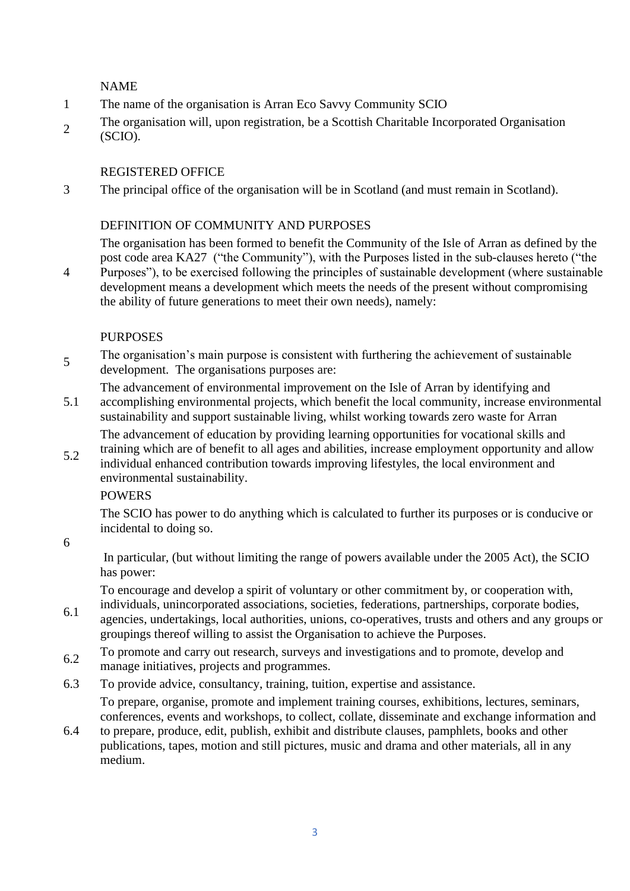## NAME

1 The name of the organisation is Arran Eco Savvy Community SCIO

2 The organisation will, upon registration, be a Scottish Charitable Incorporated Organisation (SCIO).

## REGISTERED OFFICE

3 The principal office of the organisation will be in Scotland (and must remain in Scotland).

## DEFINITION OF COMMUNITY AND PURPOSES

4 The organisation has been formed to benefit the Community of the Isle of Arran as defined by the post code area KA27 ("the Community"), with the Purposes listed in the sub-clauses hereto ("the Purposes"), to be exercised following the principles of sustainable development (where sustainable development means a development which meets the needs of the present without compromising the ability of future generations to meet their own needs), namely:

## PURPOSES

5 The organisation's main purpose is consistent with furthering the achievement of sustainable development. The organisations purposes are:

5.1 The advancement of environmental improvement on the Isle of Arran by identifying and accomplishing environmental projects, which benefit the local community, increase environmental sustainability and support sustainable living, whilst working towards zero waste for Arran

5.2 The advancement of education by providing learning opportunities for vocational skills and training which are of benefit to all ages and abilities, increase employment opportunity and allow individual enhanced contribution towards improving lifestyles, the local environment and environmental sustainability.

## POWERS

6 The SCIO has power to do anything which is calculated to further its purposes or is conducive or incidental to doing so.

In particular, (but without limiting the range of powers available under the 2005 Act), the SCIO has power:

6.1 To encourage and develop a spirit of voluntary or other commitment by, or cooperation with, individuals, unincorporated associations, societies, federations, partnerships, corporate bodies, agencies, undertakings, local authorities, unions, co-operatives, trusts and others and any groups or groupings thereof willing to assist the Organisation to achieve the Purposes.

6.2 To promote and carry out research, surveys and investigations and to promote, develop and manage initiatives, projects and programmes.

6.3 To provide advice, consultancy, training, tuition, expertise and assistance.

6.4 To prepare, organise, promote and implement training courses, exhibitions, lectures, seminars, conferences, events and workshops, to collect, collate, disseminate and exchange information and to prepare, produce, edit, publish, exhibit and distribute clauses, pamphlets, books and other publications, tapes, motion and still pictures, music and drama and other materials, all in any medium.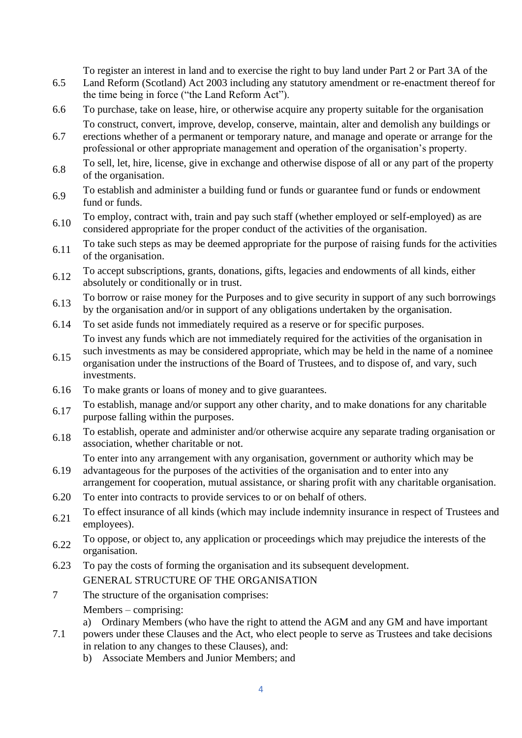6.5 To register an interest in land and to exercise the right to buy land under Part 2 or Part 3A of the Land Reform (Scotland) Act 2003 including any statutory amendment or re-enactment thereof for the time being in force ("the Land Reform Act").

6.6 To purchase, take on lease, hire, or otherwise acquire any property suitable for the organisation

6.7 To construct, convert, improve, develop, conserve, maintain, alter and demolish any buildings or erections whether of a permanent or temporary nature, and manage and operate or arrange for the professional or other appropriate management and operation of the organisation's property.

6.8 To sell, let, hire, license, give in exchange and otherwise dispose of all or any part of the property of the organisation.

6.9 To establish and administer a building fund or funds or guarantee fund or funds or endowment fund or funds.

6.10 To employ, contract with, train and pay such staff (whether employed or self-employed) as are considered appropriate for the proper conduct of the activities of the organisation.

6.11 To take such steps as may be deemed appropriate for the purpose of raising funds for the activities of the organisation.

6.12 To accept subscriptions, grants, donations, gifts, legacies and endowments of all kinds, either absolutely or conditionally or in trust.

6.13 To borrow or raise money for the Purposes and to give security in support of any such borrowings by the organisation and/or in support of any obligations undertaken by the organisation.

6.14 To set aside funds not immediately required as a reserve or for specific purposes.

6.15 To invest any funds which are not immediately required for the activities of the organisation in such investments as may be considered appropriate, which may be held in the name of a nominee organisation under the instructions of the Board of Trustees, and to dispose of, and vary, such investments.

6.16 To make grants or loans of money and to give guarantees.

6.17 To establish, manage and/or support any other charity, and to make donations for any charitable purpose falling within the purposes.

6.18 To establish, operate and administer and/or otherwise acquire any separate trading organisation or association, whether charitable or not.

6.19 To enter into any arrangement with any organisation, government or authority which may be advantageous for the purposes of the activities of the organisation and to enter into any arrangement for cooperation, mutual assistance, or sharing profit with any charitable organisation.

6.20 To enter into contracts to provide services to or on behalf of others.

6.21 To effect insurance of all kinds (which may include indemnity insurance in respect of Trustees and employees).

6.22 To oppose, or object to, any application or proceedings which may prejudice the interests of the organisation.

6.23 To pay the costs of forming the organisation and its subsequent development.

GENERAL STRUCTURE OF THE ORGANISATION

7 The structure of the organisation comprises:

7.1 Members – comprising:

a) Ordinary Members (who have the right to attend the AGM and any GM and have important powers under these Clauses and the Act, who elect people to serve as Trustees and take decisions in relation to any changes to these Clauses), and:

b) Associate Members and Junior Members; and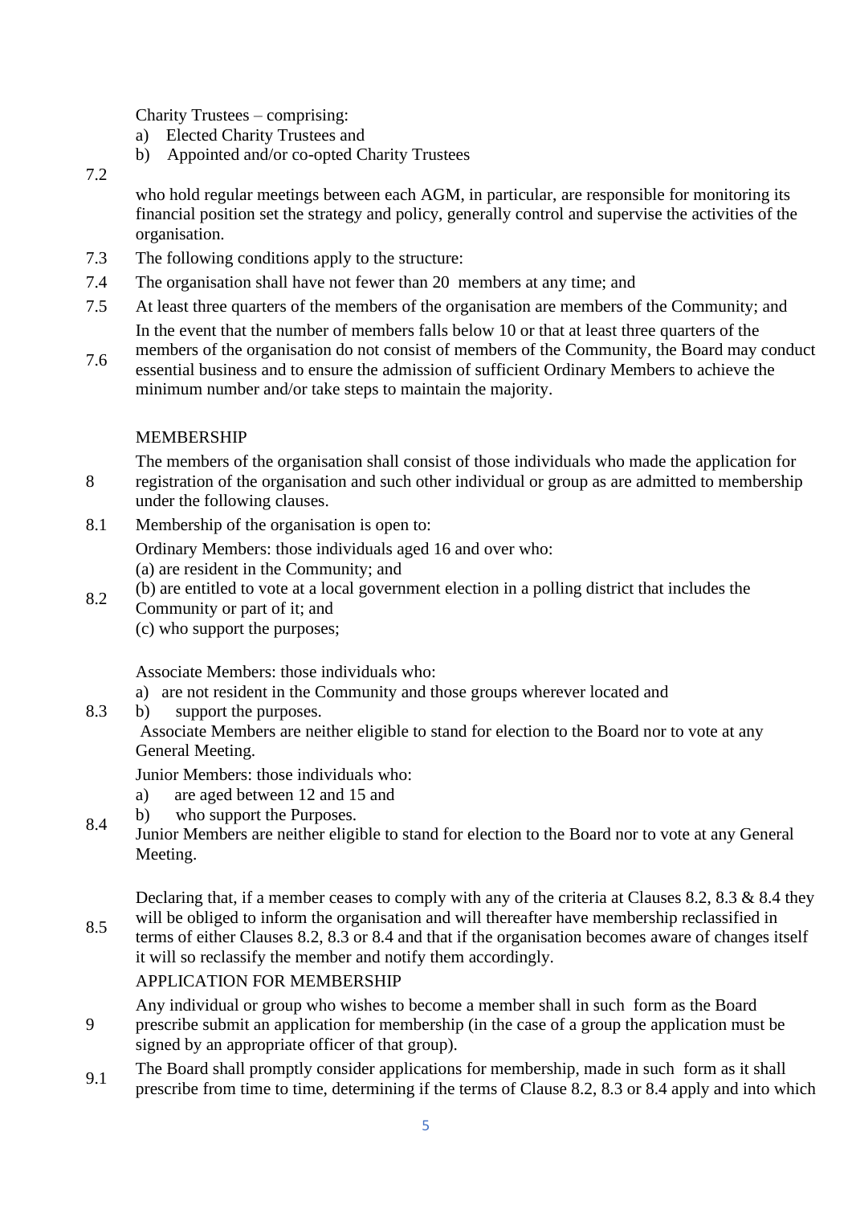7.2 Charity Trustees – comprising:

a) Elected Charity Trustees and
b) Appointed and/or co-opted Charity Trustees

who hold regular meetings between each AGM, in particular, are responsible for monitoring its financial position set the strategy and policy, generally control and supervise the activities of the organisation.

7.3 The following conditions apply to the structure:

7.4 The organisation shall have not fewer than 20 members at any time; and

7.5 At least three quarters of the members of the organisation are members of the Community; and

7.6 In the event that the number of members falls below 10 or that at least three quarters of the members of the organisation do not consist of members of the Community, the Board may conduct essential business and to ensure the admission of sufficient Ordinary Members to achieve the minimum number and/or take steps to maintain the majority.

MEMBERSHIP

8 The members of the organisation shall consist of those individuals who made the application for registration of the organisation and such other individual or group as are admitted to membership under the following clauses.

8.1 Membership of the organisation is open to:

8.2 Ordinary Members: those individuals aged 16 and over who:
(a) are resident in the Community; and
(b) are entitled to vote at a local government election in a polling district that includes the Community or part of it; and
(c) who support the purposes;

8.3 Associate Members: those individuals who:
a) are not resident in the Community and those groups wherever located and
b) support the purposes.
Associate Members are neither eligible to stand for election to the Board nor to vote at any General Meeting.

8.4 Junior Members: those individuals who:
a) are aged between 12 and 15 and
b) who support the Purposes.
Junior Members are neither eligible to stand for election to the Board nor to vote at any General Meeting.

8.5 Declaring that, if a member ceases to comply with any of the criteria at Clauses 8.2, 8.3 & 8.4 they will be obliged to inform the organisation and will thereafter have membership reclassified in terms of either Clauses 8.2, 8.3 or 8.4 and that if the organisation becomes aware of changes itself it will so reclassify the member and notify them accordingly.

APPLICATION FOR MEMBERSHIP

9 Any individual or group who wishes to become a member shall in such form as the Board prescribe submit an application for membership (in the case of a group the application must be signed by an appropriate officer of that group).

9.1 The Board shall promptly consider applications for membership, made in such form as it shall prescribe from time to time, determining if the terms of Clause 8.2, 8.3 or 8.4 apply and into which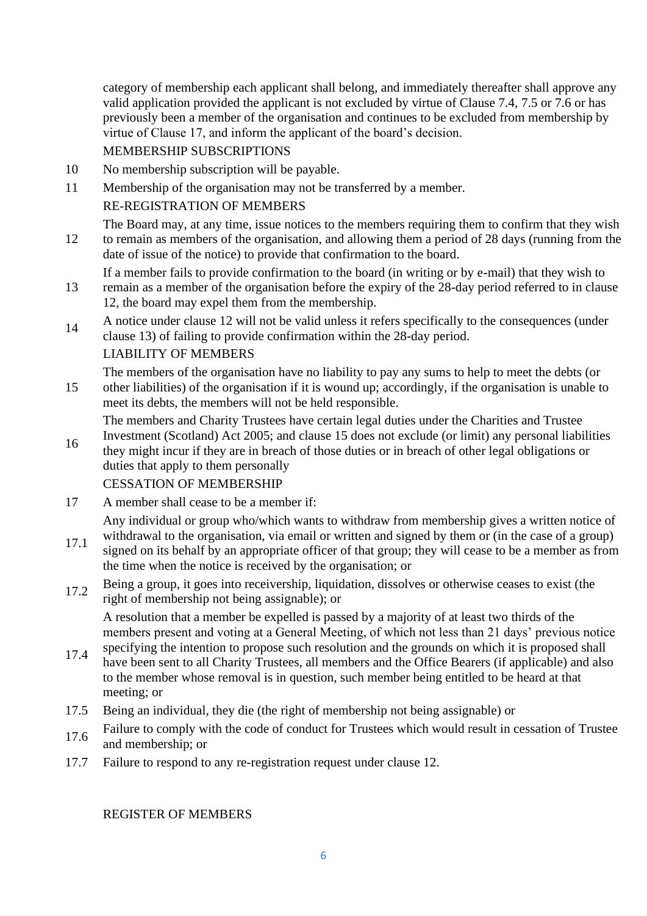category of membership each applicant shall belong, and immediately thereafter shall approve any valid application provided the applicant is not excluded by virtue of Clause 7.4, 7.5 or 7.6 or has previously been a member of the organisation and continues to be excluded from membership by virtue of Clause 17, and inform the applicant of the board's decision.

MEMBERSHIP SUBSCRIPTIONS

10 No membership subscription will be payable.

11 Membership of the organisation may not be transferred by a member.

RE-REGISTRATION OF MEMBERS

12 The Board may, at any time, issue notices to the members requiring them to confirm that they wish to remain as members of the organisation, and allowing them a period of 28 days (running from the date of issue of the notice) to provide that confirmation to the board.

13 If a member fails to provide confirmation to the board (in writing or by e-mail) that they wish to remain as a member of the organisation before the expiry of the 28-day period referred to in clause 12, the board may expel them from the membership.

14 A notice under clause 12 will not be valid unless it refers specifically to the consequences (under clause 13) of failing to provide confirmation within the 28-day period.

LIABILITY OF MEMBERS

15 The members of the organisation have no liability to pay any sums to help to meet the debts (or other liabilities) of the organisation if it is wound up; accordingly, if the organisation is unable to meet its debts, the members will not be held responsible.

16 The members and Charity Trustees have certain legal duties under the Charities and Trustee Investment (Scotland) Act 2005; and clause 15 does not exclude (or limit) any personal liabilities they might incur if they are in breach of those duties or in breach of other legal obligations or duties that apply to them personally

CESSATION OF MEMBERSHIP

17 A member shall cease to be a member if:

17.1 Any individual or group who/which wants to withdraw from membership gives a written notice of withdrawal to the organisation, via email or written and signed by them or (in the case of a group) signed on its behalf by an appropriate officer of that group; they will cease to be a member as from the time when the notice is received by the organisation; or

17.2 Being a group, it goes into receivership, liquidation, dissolves or otherwise ceases to exist (the right of membership not being assignable); or

17.4 A resolution that a member be expelled is passed by a majority of at least two thirds of the members present and voting at a General Meeting, of which not less than 21 days' previous notice specifying the intention to propose such resolution and the grounds on which it is proposed shall have been sent to all Charity Trustees, all members and the Office Bearers (if applicable) and also to the member whose removal is in question, such member being entitled to be heard at that meeting; or

17.5 Being an individual, they die (the right of membership not being assignable) or

17.6 Failure to comply with the code of conduct for Trustees which would result in cessation of Trustee and membership; or

17.7 Failure to respond to any re-registration request under clause 12.

REGISTER OF MEMBERS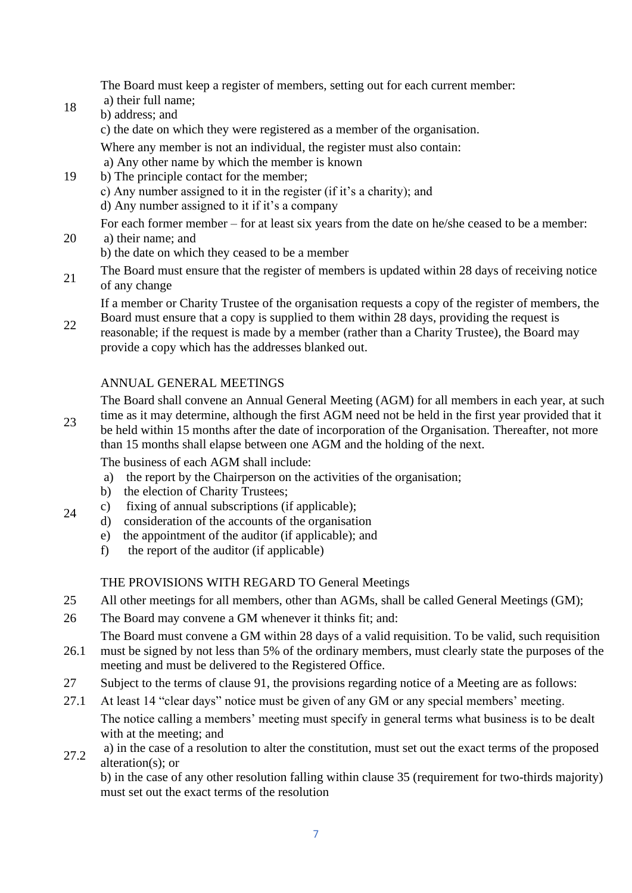18 The Board must keep a register of members, setting out for each current member:
a) their full name;
b) address; and
c) the date on which they were registered as a member of the organisation.

19 Where any member is not an individual, the register must also contain:
a) Any other name by which the member is known
b) The principle contact for the member;
c) Any number assigned to it in the register (if it's a charity); and
d) Any number assigned to it if it's a company

20 For each former member – for at least six years from the date on he/she ceased to be a member:
a) their name; and
b) the date on which they ceased to be a member

21 The Board must ensure that the register of members is updated within 28 days of receiving notice of any change

22 If a member or Charity Trustee of the organisation requests a copy of the register of members, the Board must ensure that a copy is supplied to them within 28 days, providing the request is reasonable; if the request is made by a member (rather than a Charity Trustee), the Board may provide a copy which has the addresses blanked out.

## ANNUAL GENERAL MEETINGS

23 The Board shall convene an Annual General Meeting (AGM) for all members in each year, at such time as it may determine, although the first AGM need not be held in the first year provided that it be held within 15 months after the date of incorporation of the Organisation. Thereafter, not more than 15 months shall elapse between one AGM and the holding of the next.

24 The business of each AGM shall include:
a) the report by the Chairperson on the activities of the organisation;
b) the election of Charity Trustees;
c) fixing of annual subscriptions (if applicable);
d) consideration of the accounts of the organisation
e) the appointment of the auditor (if applicable); and
f) the report of the auditor (if applicable)

## THE PROVISIONS WITH REGARD TO General Meetings

25 All other meetings for all members, other than AGMs, shall be called General Meetings (GM);

26 The Board may convene a GM whenever it thinks fit; and:

26.1 The Board must convene a GM within 28 days of a valid requisition. To be valid, such requisition must be signed by not less than 5% of the ordinary members, must clearly state the purposes of the meeting and must be delivered to the Registered Office.

27 Subject to the terms of clause 91, the provisions regarding notice of a Meeting are as follows:

27.1 At least 14 "clear days" notice must be given of any GM or any special members' meeting.

27.2 The notice calling a members' meeting must specify in general terms what business is to be dealt with at the meeting; and
a) in the case of a resolution to alter the constitution, must set out the exact terms of the proposed alteration(s); or
b) in the case of any other resolution falling within clause 35 (requirement for two-thirds majority) must set out the exact terms of the resolution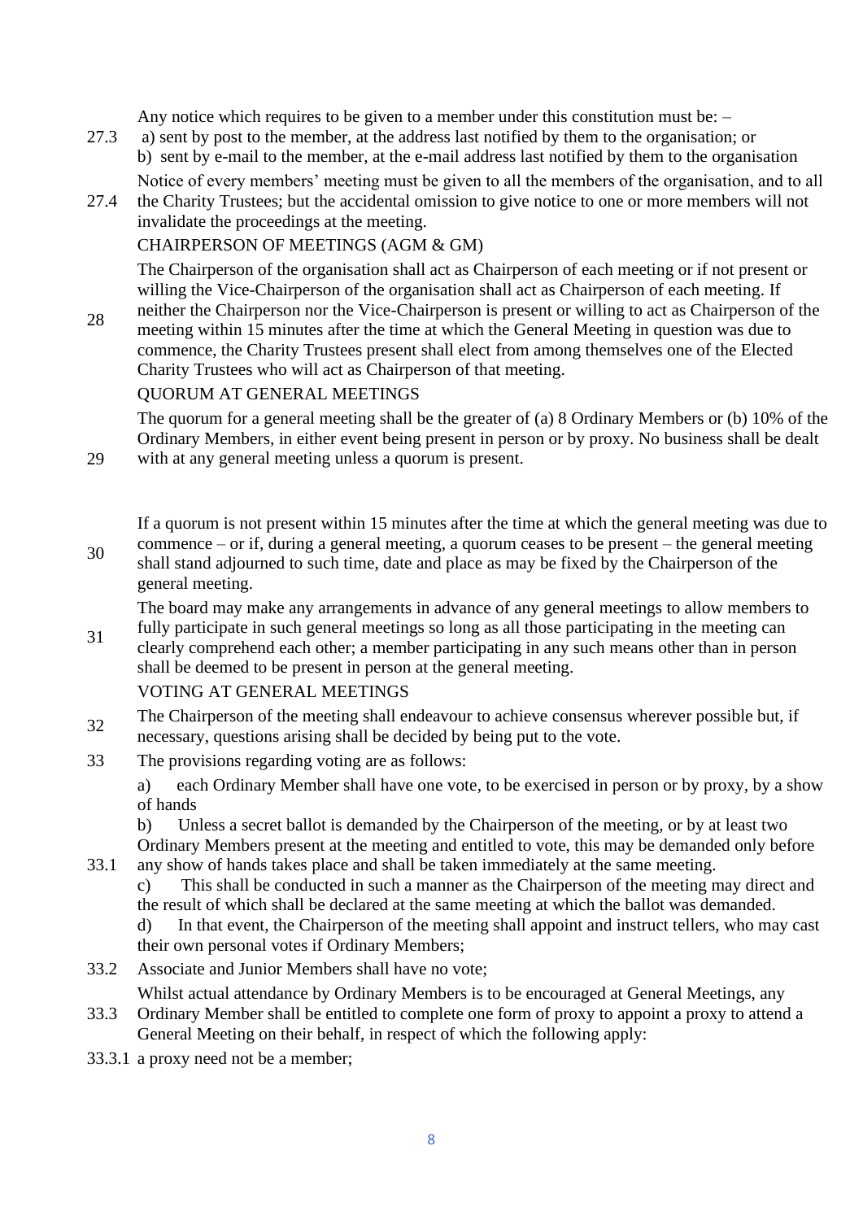27.3 Any notice which requires to be given to a member under this constitution must be: –

a) sent by post to the member, at the address last notified by them to the organisation; or

b) sent by e-mail to the member, at the e-mail address last notified by them to the organisation

27.4 Notice of every members' meeting must be given to all the members of the organisation, and to all the Charity Trustees; but the accidental omission to give notice to one or more members will not invalidate the proceedings at the meeting.

## CHAIRPERSON OF MEETINGS (AGM & GM)

28 The Chairperson of the organisation shall act as Chairperson of each meeting or if not present or willing the Vice-Chairperson of the organisation shall act as Chairperson of each meeting. If neither the Chairperson nor the Vice-Chairperson is present or willing to act as Chairperson of the meeting within 15 minutes after the time at which the General Meeting in question was due to commence, the Charity Trustees present shall elect from among themselves one of the Elected Charity Trustees who will act as Chairperson of that meeting.

## QUORUM AT GENERAL MEETINGS

29 The quorum for a general meeting shall be the greater of (a) 8 Ordinary Members or (b) 10% of the Ordinary Members, in either event being present in person or by proxy. No business shall be dealt with at any general meeting unless a quorum is present.

30 If a quorum is not present within 15 minutes after the time at which the general meeting was due to commence – or if, during a general meeting, a quorum ceases to be present – the general meeting shall stand adjourned to such time, date and place as may be fixed by the Chairperson of the general meeting.

31 The board may make any arrangements in advance of any general meetings to allow members to fully participate in such general meetings so long as all those participating in the meeting can clearly comprehend each other; a member participating in any such means other than in person shall be deemed to be present in person at the general meeting.

## VOTING AT GENERAL MEETINGS

32 The Chairperson of the meeting shall endeavour to achieve consensus wherever possible but, if necessary, questions arising shall be decided by being put to the vote.

33 The provisions regarding voting are as follows:

33.1
a) each Ordinary Member shall have one vote, to be exercised in person or by proxy, by a show of hands

b) Unless a secret ballot is demanded by the Chairperson of the meeting, or by at least two Ordinary Members present at the meeting and entitled to vote, this may be demanded only before any show of hands takes place and shall be taken immediately at the same meeting.

c) This shall be conducted in such a manner as the Chairperson of the meeting may direct and the result of which shall be declared at the same meeting at which the ballot was demanded.

d) In that event, the Chairperson of the meeting shall appoint and instruct tellers, who may cast their own personal votes if Ordinary Members;

33.2 Associate and Junior Members shall have no vote;

33.3 Whilst actual attendance by Ordinary Members is to be encouraged at General Meetings, any Ordinary Member shall be entitled to complete one form of proxy to appoint a proxy to attend a General Meeting on their behalf, in respect of which the following apply:

33.3.1 a proxy need not be a member;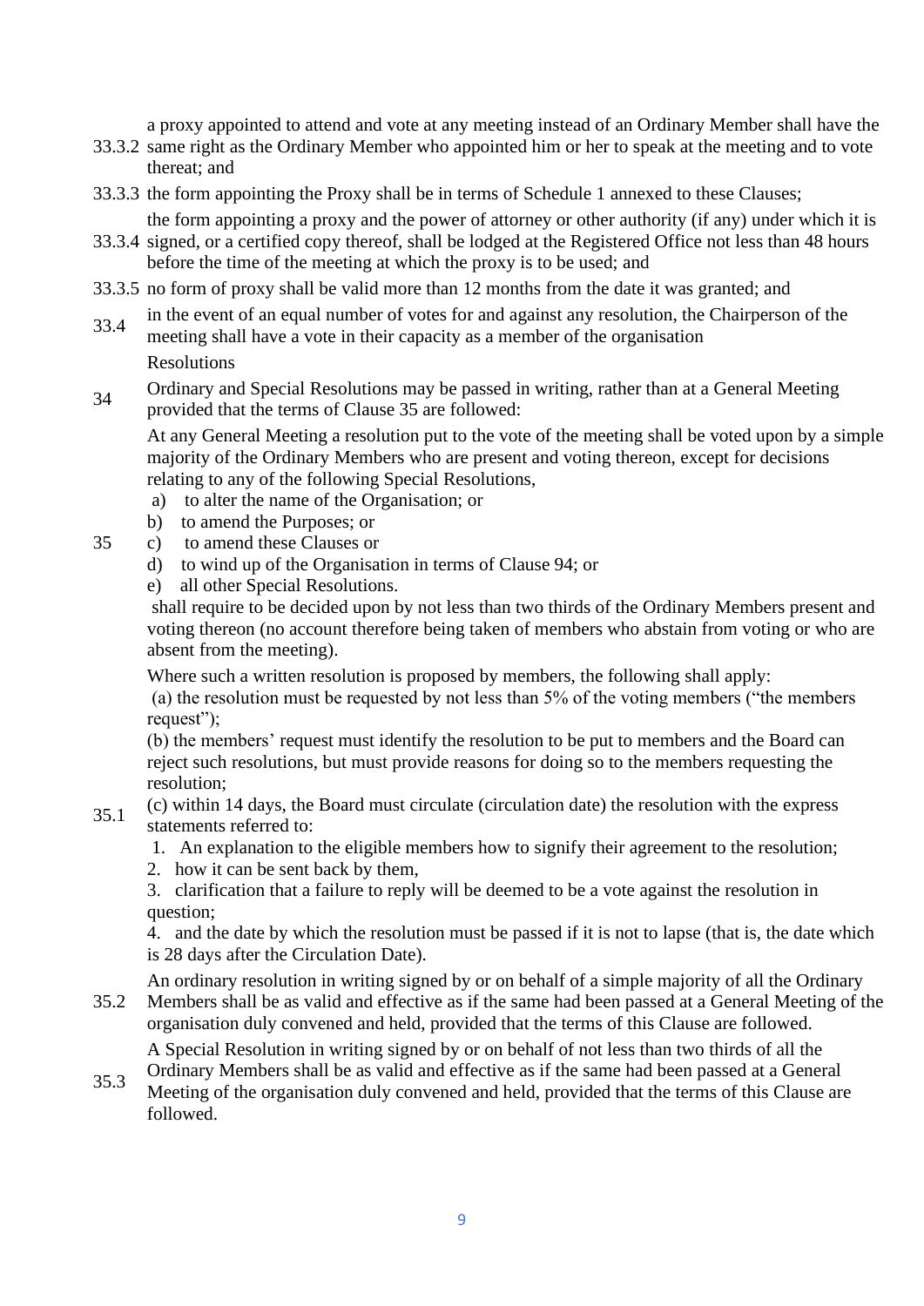33.3.2 a proxy appointed to attend and vote at any meeting instead of an Ordinary Member shall have the same right as the Ordinary Member who appointed him or her to speak at the meeting and to vote thereat; and

33.3.3 the form appointing the Proxy shall be in terms of Schedule 1 annexed to these Clauses;

33.3.4 the form appointing a proxy and the power of attorney or other authority (if any) under which it is signed, or a certified copy thereof, shall be lodged at the Registered Office not less than 48 hours before the time of the meeting at which the proxy is to be used; and

33.3.5 no form of proxy shall be valid more than 12 months from the date it was granted; and

33.4 in the event of an equal number of votes for and against any resolution, the Chairperson of the meeting shall have a vote in their capacity as a member of the organisation

## Resolutions

34 Ordinary and Special Resolutions may be passed in writing, rather than at a General Meeting provided that the terms of Clause 35 are followed:

35 At any General Meeting a resolution put to the vote of the meeting shall be voted upon by a simple majority of the Ordinary Members who are present and voting thereon, except for decisions relating to any of the following Special Resolutions,

a) to alter the name of the Organisation; or
b) to amend the Purposes; or
c) to amend these Clauses or
d) to wind up of the Organisation in terms of Clause 94; or
e) all other Special Resolutions.

shall require to be decided upon by not less than two thirds of the Ordinary Members present and voting thereon (no account therefore being taken of members who abstain from voting or who are absent from the meeting).

35.1 Where such a written resolution is proposed by members, the following shall apply:

(a) the resolution must be requested by not less than 5% of the voting members ("the members request");

(b) the members' request must identify the resolution to be put to members and the Board can reject such resolutions, but must provide reasons for doing so to the members requesting the resolution;

(c) within 14 days, the Board must circulate (circulation date) the resolution with the express statements referred to:

1. An explanation to the eligible members how to signify their agreement to the resolution;
2. how it can be sent back by them,
3. clarification that a failure to reply will be deemed to be a vote against the resolution in question;
4. and the date by which the resolution must be passed if it is not to lapse (that is, the date which is 28 days after the Circulation Date).

35.2 An ordinary resolution in writing signed by or on behalf of a simple majority of all the Ordinary Members shall be as valid and effective as if the same had been passed at a General Meeting of the organisation duly convened and held, provided that the terms of this Clause are followed.

35.3 A Special Resolution in writing signed by or on behalf of not less than two thirds of all the Ordinary Members shall be as valid and effective as if the same had been passed at a General Meeting of the organisation duly convened and held, provided that the terms of this Clause are followed.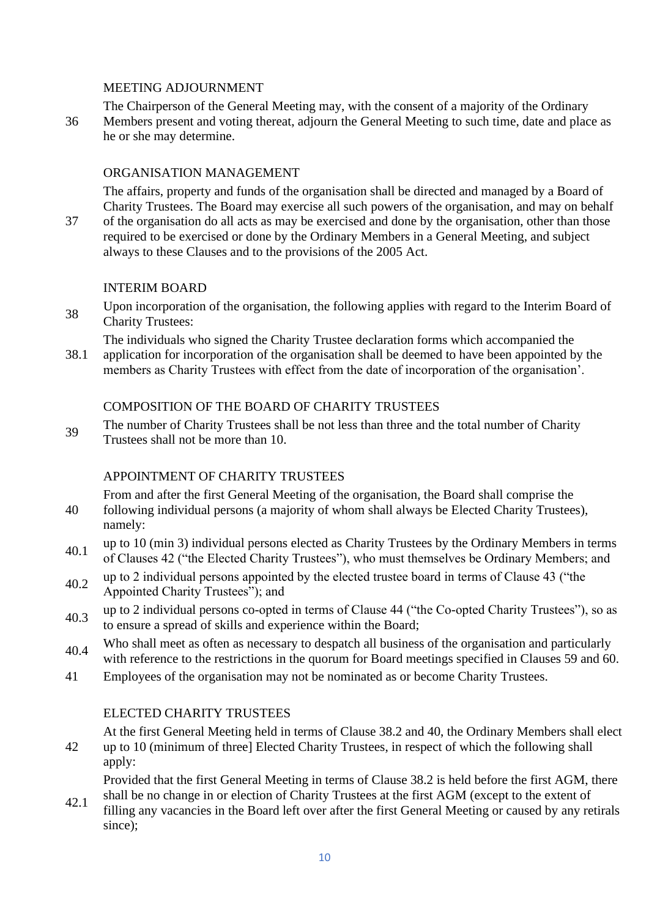## MEETING ADJOURNMENT

36 The Chairperson of the General Meeting may, with the consent of a majority of the Ordinary Members present and voting thereat, adjourn the General Meeting to such time, date and place as he or she may determine.

## ORGANISATION MANAGEMENT

37 The affairs, property and funds of the organisation shall be directed and managed by a Board of Charity Trustees. The Board may exercise all such powers of the organisation, and may on behalf of the organisation do all acts as may be exercised and done by the organisation, other than those required to be exercised or done by the Ordinary Members in a General Meeting, and subject always to these Clauses and to the provisions of the 2005 Act.

## INTERIM BOARD

38 Upon incorporation of the organisation, the following applies with regard to the Interim Board of Charity Trustees:

38.1 The individuals who signed the Charity Trustee declaration forms which accompanied the application for incorporation of the organisation shall be deemed to have been appointed by the members as Charity Trustees with effect from the date of incorporation of the organisation'.

## COMPOSITION OF THE BOARD OF CHARITY TRUSTEES

39 The number of Charity Trustees shall be not less than three and the total number of Charity Trustees shall not be more than 10.

## APPOINTMENT OF CHARITY TRUSTEES

40 From and after the first General Meeting of the organisation, the Board shall comprise the following individual persons (a majority of whom shall always be Elected Charity Trustees), namely:

40.1 up to 10 (min 3) individual persons elected as Charity Trustees by the Ordinary Members in terms of Clauses 42 ("the Elected Charity Trustees"), who must themselves be Ordinary Members; and

40.2 up to 2 individual persons appointed by the elected trustee board in terms of Clause 43 ("the Appointed Charity Trustees"); and

40.3 up to 2 individual persons co-opted in terms of Clause 44 ("the Co-opted Charity Trustees"), so as to ensure a spread of skills and experience within the Board;

40.4 Who shall meet as often as necessary to despatch all business of the organisation and particularly with reference to the restrictions in the quorum for Board meetings specified in Clauses 59 and 60.

41 Employees of the organisation may not be nominated as or become Charity Trustees.

## ELECTED CHARITY TRUSTEES

42 At the first General Meeting held in terms of Clause 38.2 and 40, the Ordinary Members shall elect up to 10 (minimum of three] Elected Charity Trustees, in respect of which the following shall apply:

42.1 Provided that the first General Meeting in terms of Clause 38.2 is held before the first AGM, there shall be no change in or election of Charity Trustees at the first AGM (except to the extent of filling any vacancies in the Board left over after the first General Meeting or caused by any retirals since);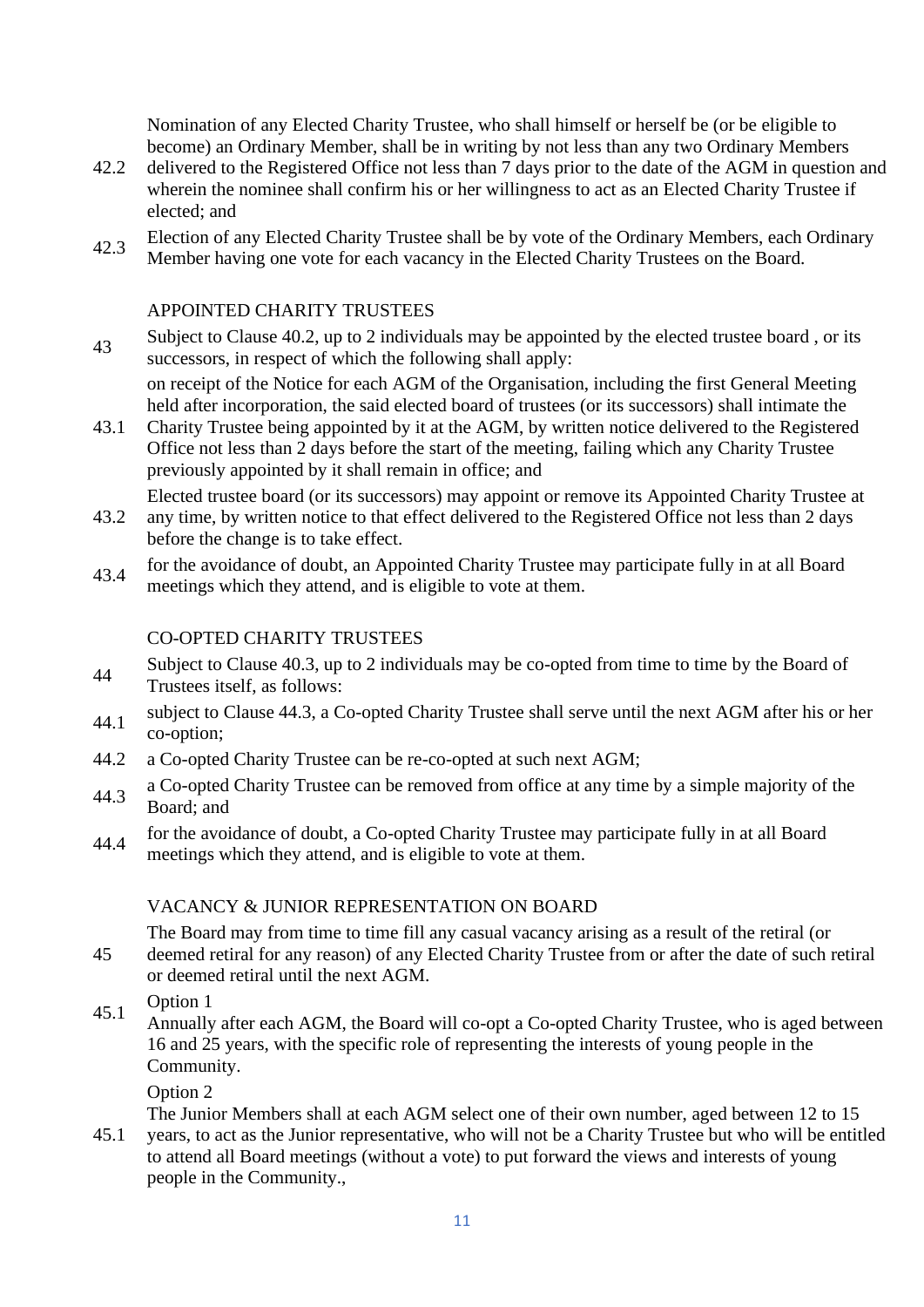42.2 Nomination of any Elected Charity Trustee, who shall himself or herself be (or be eligible to become) an Ordinary Member, shall be in writing by not less than any two Ordinary Members delivered to the Registered Office not less than 7 days prior to the date of the AGM in question and wherein the nominee shall confirm his or her willingness to act as an Elected Charity Trustee if elected; and

42.3 Election of any Elected Charity Trustee shall be by vote of the Ordinary Members, each Ordinary Member having one vote for each vacancy in the Elected Charity Trustees on the Board.

## APPOINTED CHARITY TRUSTEES

43 Subject to Clause 40.2, up to 2 individuals may be appointed by the elected trustee board , or its successors, in respect of which the following shall apply:

43.1 on receipt of the Notice for each AGM of the Organisation, including the first General Meeting held after incorporation, the said elected board of trustees (or its successors) shall intimate the Charity Trustee being appointed by it at the AGM, by written notice delivered to the Registered Office not less than 2 days before the start of the meeting, failing which any Charity Trustee previously appointed by it shall remain in office; and

43.2 Elected trustee board (or its successors) may appoint or remove its Appointed Charity Trustee at any time, by written notice to that effect delivered to the Registered Office not less than 2 days before the change is to take effect.

43.4 for the avoidance of doubt, an Appointed Charity Trustee may participate fully in at all Board meetings which they attend, and is eligible to vote at them.

## CO-OPTED CHARITY TRUSTEES

44 Subject to Clause 40.3, up to 2 individuals may be co-opted from time to time by the Board of Trustees itself, as follows:

44.1 subject to Clause 44.3, a Co-opted Charity Trustee shall serve until the next AGM after his or her co-option;

44.2 a Co-opted Charity Trustee can be re-co-opted at such next AGM;

44.3 a Co-opted Charity Trustee can be removed from office at any time by a simple majority of the Board; and

44.4 for the avoidance of doubt, a Co-opted Charity Trustee may participate fully in at all Board meetings which they attend, and is eligible to vote at them.

## VACANCY & JUNIOR REPRESENTATION ON BOARD

45 The Board may from time to time fill any casual vacancy arising as a result of the retiral (or deemed retiral for any reason) of any Elected Charity Trustee from or after the date of such retiral or deemed retiral until the next AGM.

45.1 Option 1
Annually after each AGM, the Board will co-opt a Co-opted Charity Trustee, who is aged between 16 and 25 years, with the specific role of representing the interests of young people in the Community.

45.1 Option 2
The Junior Members shall at each AGM select one of their own number, aged between 12 to 15 years, to act as the Junior representative, who will not be a Charity Trustee but who will be entitled to attend all Board meetings (without a vote) to put forward the views and interests of young people in the Community.,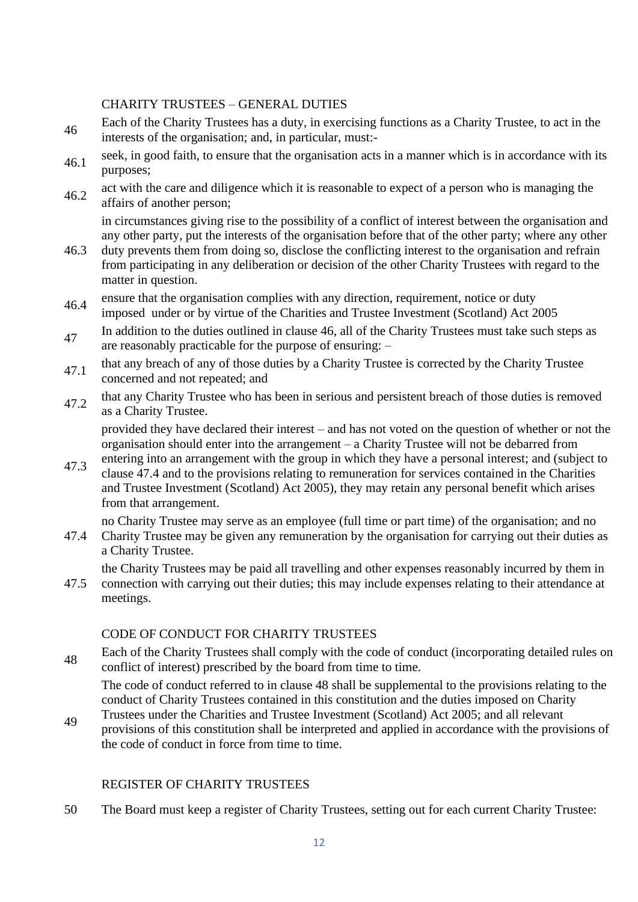## CHARITY TRUSTEES – GENERAL DUTIES

46 Each of the Charity Trustees has a duty, in exercising functions as a Charity Trustee, to act in the interests of the organisation; and, in particular, must:-

46.1 seek, in good faith, to ensure that the organisation acts in a manner which is in accordance with its purposes;

46.2 act with the care and diligence which it is reasonable to expect of a person who is managing the affairs of another person;

46.3 in circumstances giving rise to the possibility of a conflict of interest between the organisation and any other party, put the interests of the organisation before that of the other party; where any other duty prevents them from doing so, disclose the conflicting interest to the organisation and refrain from participating in any deliberation or decision of the other Charity Trustees with regard to the matter in question.

46.4 ensure that the organisation complies with any direction, requirement, notice or duty imposed under or by virtue of the Charities and Trustee Investment (Scotland) Act 2005

47 In addition to the duties outlined in clause 46, all of the Charity Trustees must take such steps as are reasonably practicable for the purpose of ensuring: –

47.1 that any breach of any of those duties by a Charity Trustee is corrected by the Charity Trustee concerned and not repeated; and

47.2 that any Charity Trustee who has been in serious and persistent breach of those duties is removed as a Charity Trustee.

47.3 provided they have declared their interest – and has not voted on the question of whether or not the organisation should enter into the arrangement – a Charity Trustee will not be debarred from entering into an arrangement with the group in which they have a personal interest; and (subject to clause 47.4 and to the provisions relating to remuneration for services contained in the Charities and Trustee Investment (Scotland) Act 2005), they may retain any personal benefit which arises from that arrangement.

47.4 no Charity Trustee may serve as an employee (full time or part time) of the organisation; and no Charity Trustee may be given any remuneration by the organisation for carrying out their duties as a Charity Trustee.

47.5 the Charity Trustees may be paid all travelling and other expenses reasonably incurred by them in connection with carrying out their duties; this may include expenses relating to their attendance at meetings.

## CODE OF CONDUCT FOR CHARITY TRUSTEES

48 Each of the Charity Trustees shall comply with the code of conduct (incorporating detailed rules on conflict of interest) prescribed by the board from time to time.

49 The code of conduct referred to in clause 48 shall be supplemental to the provisions relating to the conduct of Charity Trustees contained in this constitution and the duties imposed on Charity Trustees under the Charities and Trustee Investment (Scotland) Act 2005; and all relevant provisions of this constitution shall be interpreted and applied in accordance with the provisions of the code of conduct in force from time to time.

## REGISTER OF CHARITY TRUSTEES

50 The Board must keep a register of Charity Trustees, setting out for each current Charity Trustee: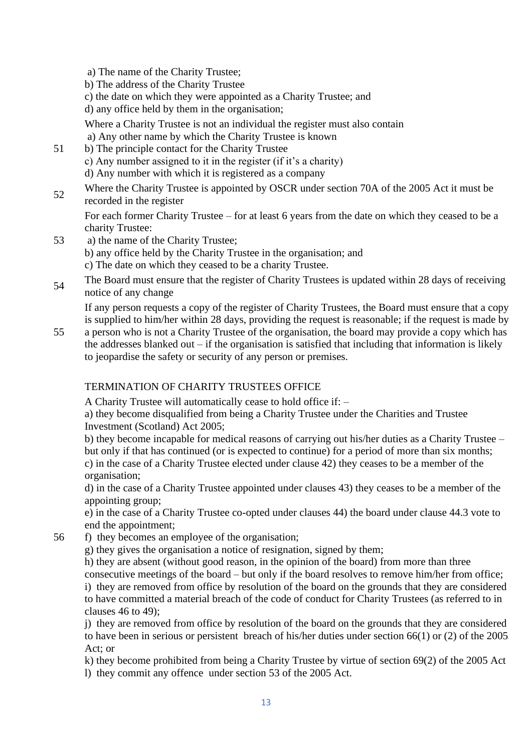a) The name of the Charity Trustee;
b) The address of the Charity Trustee
c) the date on which they were appointed as a Charity Trustee; and
d) any office held by them in the organisation;

51 Where a Charity Trustee is not an individual the register must also contain
a) Any other name by which the Charity Trustee is known
b) The principle contact for the Charity Trustee
c) Any number assigned to it in the register (if it's a charity)
d) Any number with which it is registered as a company

52 Where the Charity Trustee is appointed by OSCR under section 70A of the 2005 Act it must be recorded in the register

53 For each former Charity Trustee – for at least 6 years from the date on which they ceased to be a charity Trustee:
a) the name of the Charity Trustee;
b) any office held by the Charity Trustee in the organisation; and
c) The date on which they ceased to be a charity Trustee.

54 The Board must ensure that the register of Charity Trustees is updated within 28 days of receiving notice of any change

55 If any person requests a copy of the register of Charity Trustees, the Board must ensure that a copy is supplied to him/her within 28 days, providing the request is reasonable; if the request is made by a person who is not a Charity Trustee of the organisation, the board may provide a copy which has the addresses blanked out – if the organisation is satisfied that including that information is likely to jeopardise the safety or security of any person or premises.

## TERMINATION OF CHARITY TRUSTEES OFFICE

56 A Charity Trustee will automatically cease to hold office if: –
a) they become disqualified from being a Charity Trustee under the Charities and Trustee Investment (Scotland) Act 2005;
b) they become incapable for medical reasons of carrying out his/her duties as a Charity Trustee – but only if that has continued (or is expected to continue) for a period of more than six months;
c) in the case of a Charity Trustee elected under clause 42) they ceases to be a member of the organisation;
d) in the case of a Charity Trustee appointed under clauses 43) they ceases to be a member of the appointing group;
e) in the case of a Charity Trustee co-opted under clauses 44) the board under clause 44.3 vote to end the appointment;
f) they becomes an employee of the organisation;
g) they gives the organisation a notice of resignation, signed by them;
h) they are absent (without good reason, in the opinion of the board) from more than three consecutive meetings of the board – but only if the board resolves to remove him/her from office;
i) they are removed from office by resolution of the board on the grounds that they are considered to have committed a material breach of the code of conduct for Charity Trustees (as referred to in clauses 46 to 49);
j) they are removed from office by resolution of the board on the grounds that they are considered to have been in serious or persistent breach of his/her duties under section 66(1) or (2) of the 2005 Act; or
k) they become prohibited from being a Charity Trustee by virtue of section 69(2) of the 2005 Act
l) they commit any offence under section 53 of the 2005 Act.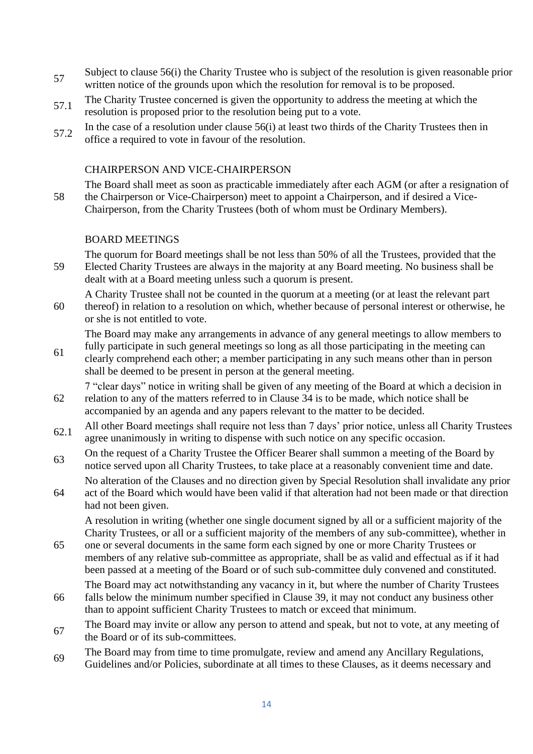57 Subject to clause 56(i) the Charity Trustee who is subject of the resolution is given reasonable prior written notice of the grounds upon which the resolution for removal is to be proposed.

57.1 The Charity Trustee concerned is given the opportunity to address the meeting at which the resolution is proposed prior to the resolution being put to a vote.

57.2 In the case of a resolution under clause 56(i) at least two thirds of the Charity Trustees then in office a required to vote in favour of the resolution.

## CHAIRPERSON AND VICE-CHAIRPERSON

58 The Board shall meet as soon as practicable immediately after each AGM (or after a resignation of the Chairperson or Vice-Chairperson) meet to appoint a Chairperson, and if desired a Vice-Chairperson, from the Charity Trustees (both of whom must be Ordinary Members).

## BOARD MEETINGS

59 The quorum for Board meetings shall be not less than 50% of all the Trustees, provided that the Elected Charity Trustees are always in the majority at any Board meeting. No business shall be dealt with at a Board meeting unless such a quorum is present.

60 A Charity Trustee shall not be counted in the quorum at a meeting (or at least the relevant part thereof) in relation to a resolution on which, whether because of personal interest or otherwise, he or she is not entitled to vote.

61 The Board may make any arrangements in advance of any general meetings to allow members to fully participate in such general meetings so long as all those participating in the meeting can clearly comprehend each other; a member participating in any such means other than in person shall be deemed to be present in person at the general meeting.

62 7 "clear days" notice in writing shall be given of any meeting of the Board at which a decision in relation to any of the matters referred to in Clause 34 is to be made, which notice shall be accompanied by an agenda and any papers relevant to the matter to be decided.

62.1 All other Board meetings shall require not less than 7 days' prior notice, unless all Charity Trustees agree unanimously in writing to dispense with such notice on any specific occasion.

63 On the request of a Charity Trustee the Officer Bearer shall summon a meeting of the Board by notice served upon all Charity Trustees, to take place at a reasonably convenient time and date.

64 No alteration of the Clauses and no direction given by Special Resolution shall invalidate any prior act of the Board which would have been valid if that alteration had not been made or that direction had not been given.

65 A resolution in writing (whether one single document signed by all or a sufficient majority of the Charity Trustees, or all or a sufficient majority of the members of any sub-committee), whether in one or several documents in the same form each signed by one or more Charity Trustees or members of any relative sub-committee as appropriate, shall be as valid and effectual as if it had been passed at a meeting of the Board or of such sub-committee duly convened and constituted.

66 The Board may act notwithstanding any vacancy in it, but where the number of Charity Trustees falls below the minimum number specified in Clause 39, it may not conduct any business other than to appoint sufficient Charity Trustees to match or exceed that minimum.

67 The Board may invite or allow any person to attend and speak, but not to vote, at any meeting of the Board or of its sub-committees.

69 The Board may from time to time promulgate, review and amend any Ancillary Regulations, Guidelines and/or Policies, subordinate at all times to these Clauses, as it deems necessary and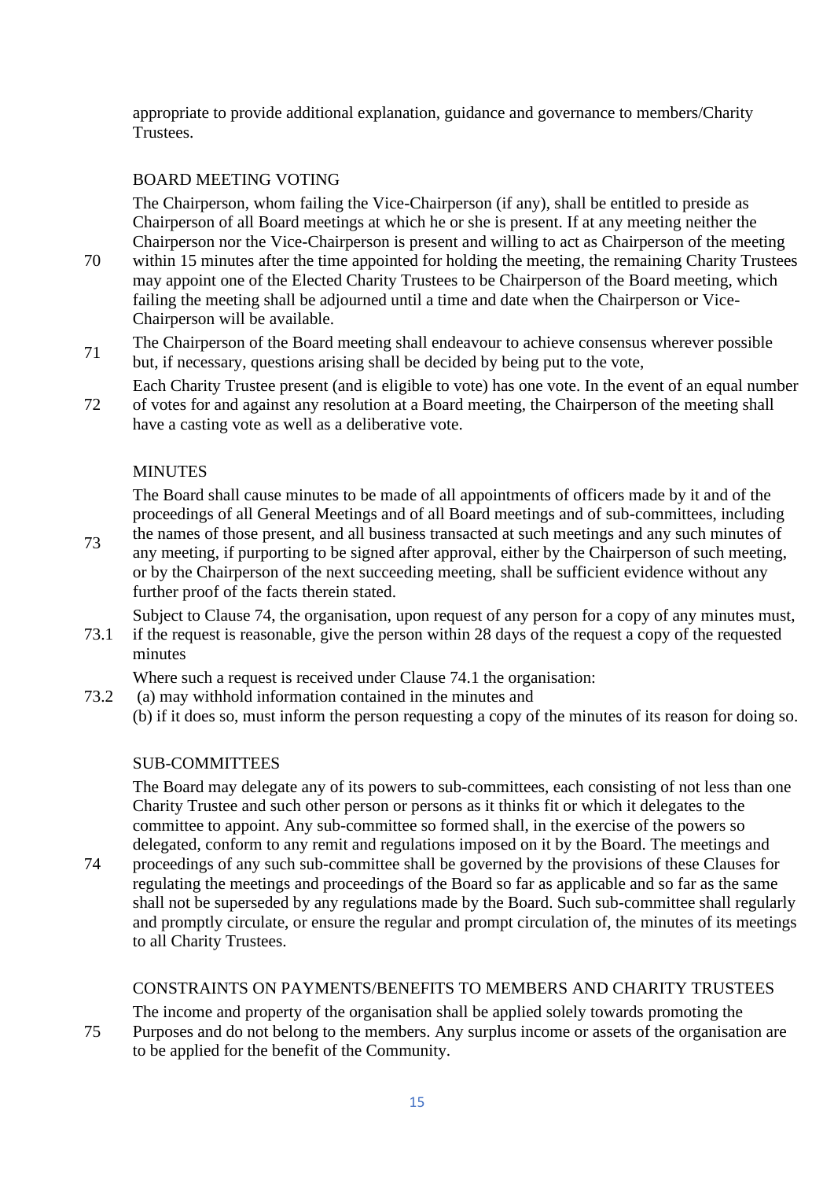appropriate to provide additional explanation, guidance and governance to members/Charity Trustees.

## BOARD MEETING VOTING

70 The Chairperson, whom failing the Vice-Chairperson (if any), shall be entitled to preside as Chairperson of all Board meetings at which he or she is present. If at any meeting neither the Chairperson nor the Vice-Chairperson is present and willing to act as Chairperson of the meeting within 15 minutes after the time appointed for holding the meeting, the remaining Charity Trustees may appoint one of the Elected Charity Trustees to be Chairperson of the Board meeting, which failing the meeting shall be adjourned until a time and date when the Chairperson or Vice-Chairperson will be available.

71 The Chairperson of the Board meeting shall endeavour to achieve consensus wherever possible but, if necessary, questions arising shall be decided by being put to the vote,

72 Each Charity Trustee present (and is eligible to vote) has one vote. In the event of an equal number of votes for and against any resolution at a Board meeting, the Chairperson of the meeting shall have a casting vote as well as a deliberative vote.

## MINUTES

73 The Board shall cause minutes to be made of all appointments of officers made by it and of the proceedings of all General Meetings and of all Board meetings and of sub-committees, including the names of those present, and all business transacted at such meetings and any such minutes of any meeting, if purporting to be signed after approval, either by the Chairperson of such meeting, or by the Chairperson of the next succeeding meeting, shall be sufficient evidence without any further proof of the facts therein stated.

73.1 Subject to Clause 74, the organisation, upon request of any person for a copy of any minutes must, if the request is reasonable, give the person within 28 days of the request a copy of the requested minutes

73.2 Where such a request is received under Clause 74.1 the organisation:
(a) may withhold information contained in the minutes and
(b) if it does so, must inform the person requesting a copy of the minutes of its reason for doing so.

## SUB-COMMITTEES

74 The Board may delegate any of its powers to sub-committees, each consisting of not less than one Charity Trustee and such other person or persons as it thinks fit or which it delegates to the committee to appoint. Any sub-committee so formed shall, in the exercise of the powers so delegated, conform to any remit and regulations imposed on it by the Board. The meetings and proceedings of any such sub-committee shall be governed by the provisions of these Clauses for regulating the meetings and proceedings of the Board so far as applicable and so far as the same shall not be superseded by any regulations made by the Board. Such sub-committee shall regularly and promptly circulate, or ensure the regular and prompt circulation of, the minutes of its meetings to all Charity Trustees.

## CONSTRAINTS ON PAYMENTS/BENEFITS TO MEMBERS AND CHARITY TRUSTEES

75 The income and property of the organisation shall be applied solely towards promoting the Purposes and do not belong to the members. Any surplus income or assets of the organisation are to be applied for the benefit of the Community.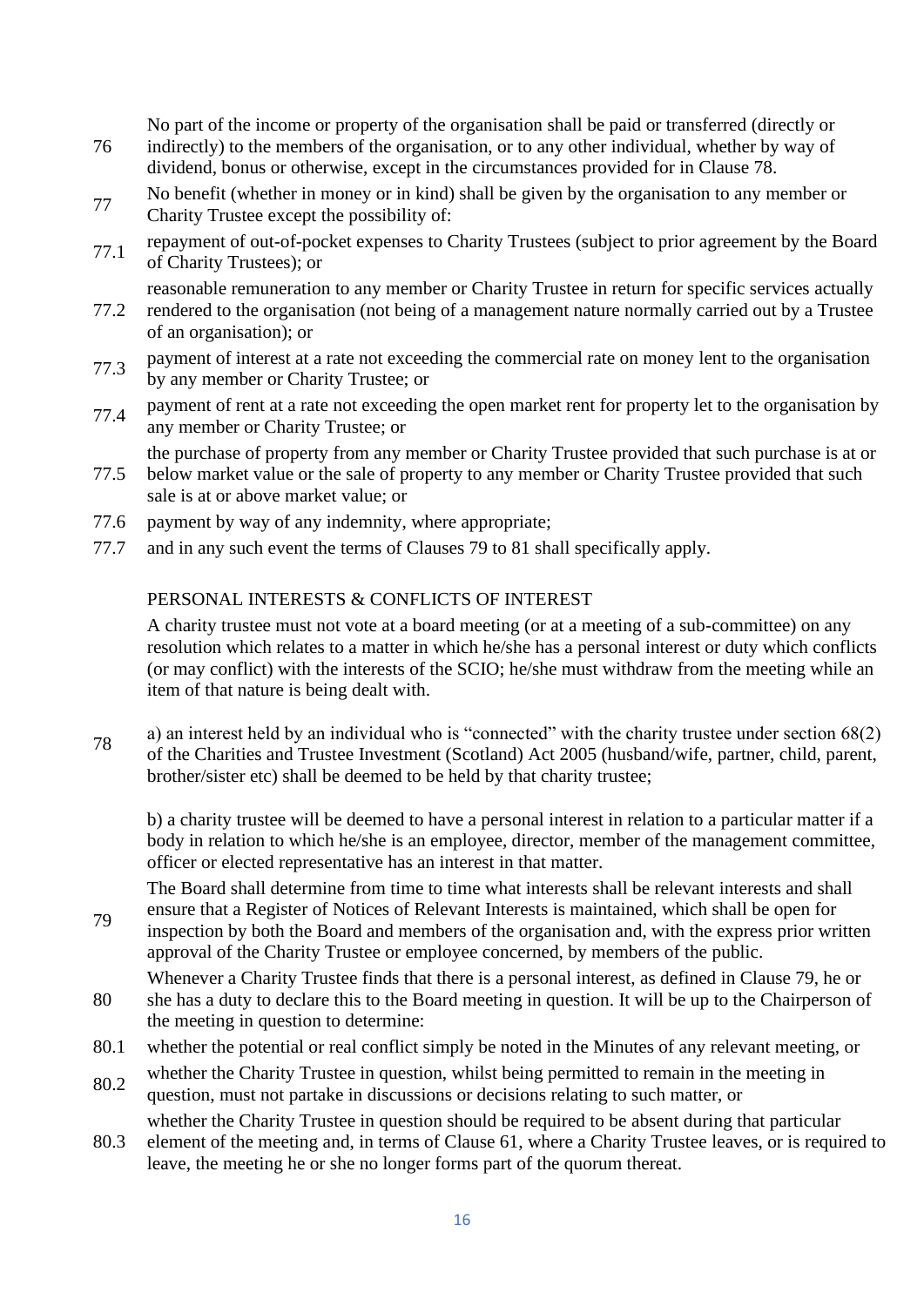76 No part of the income or property of the organisation shall be paid or transferred (directly or indirectly) to the members of the organisation, or to any other individual, whether by way of dividend, bonus or otherwise, except in the circumstances provided for in Clause 78.

77 No benefit (whether in money or in kind) shall be given by the organisation to any member or Charity Trustee except the possibility of:

77.1 repayment of out-of-pocket expenses to Charity Trustees (subject to prior agreement by the Board of Charity Trustees); or

77.2 reasonable remuneration to any member or Charity Trustee in return for specific services actually rendered to the organisation (not being of a management nature normally carried out by a Trustee of an organisation); or

77.3 payment of interest at a rate not exceeding the commercial rate on money lent to the organisation by any member or Charity Trustee; or

77.4 payment of rent at a rate not exceeding the open market rent for property let to the organisation by any member or Charity Trustee; or

77.5 the purchase of property from any member or Charity Trustee provided that such purchase is at or below market value or the sale of property to any member or Charity Trustee provided that such sale is at or above market value; or

77.6 payment by way of any indemnity, where appropriate;

77.7 and in any such event the terms of Clauses 79 to 81 shall specifically apply.

## PERSONAL INTERESTS & CONFLICTS OF INTEREST

78 A charity trustee must not vote at a board meeting (or at a meeting of a sub-committee) on any resolution which relates to a matter in which he/she has a personal interest or duty which conflicts (or may conflict) with the interests of the SCIO; he/she must withdraw from the meeting while an item of that nature is being dealt with.

a) an interest held by an individual who is "connected" with the charity trustee under section 68(2) of the Charities and Trustee Investment (Scotland) Act 2005 (husband/wife, partner, child, parent, brother/sister etc) shall be deemed to be held by that charity trustee;

b) a charity trustee will be deemed to have a personal interest in relation to a particular matter if a body in relation to which he/she is an employee, director, member of the management committee, officer or elected representative has an interest in that matter.

79 The Board shall determine from time to time what interests shall be relevant interests and shall ensure that a Register of Notices of Relevant Interests is maintained, which shall be open for inspection by both the Board and members of the organisation and, with the express prior written approval of the Charity Trustee or employee concerned, by members of the public.

80 Whenever a Charity Trustee finds that there is a personal interest, as defined in Clause 79, he or she has a duty to declare this to the Board meeting in question. It will be up to the Chairperson of the meeting in question to determine:

80.1 whether the potential or real conflict simply be noted in the Minutes of any relevant meeting, or

80.2 whether the Charity Trustee in question, whilst being permitted to remain in the meeting in question, must not partake in discussions or decisions relating to such matter, or

80.3 whether the Charity Trustee in question should be required to be absent during that particular element of the meeting and, in terms of Clause 61, where a Charity Trustee leaves, or is required to leave, the meeting he or she no longer forms part of the quorum thereat.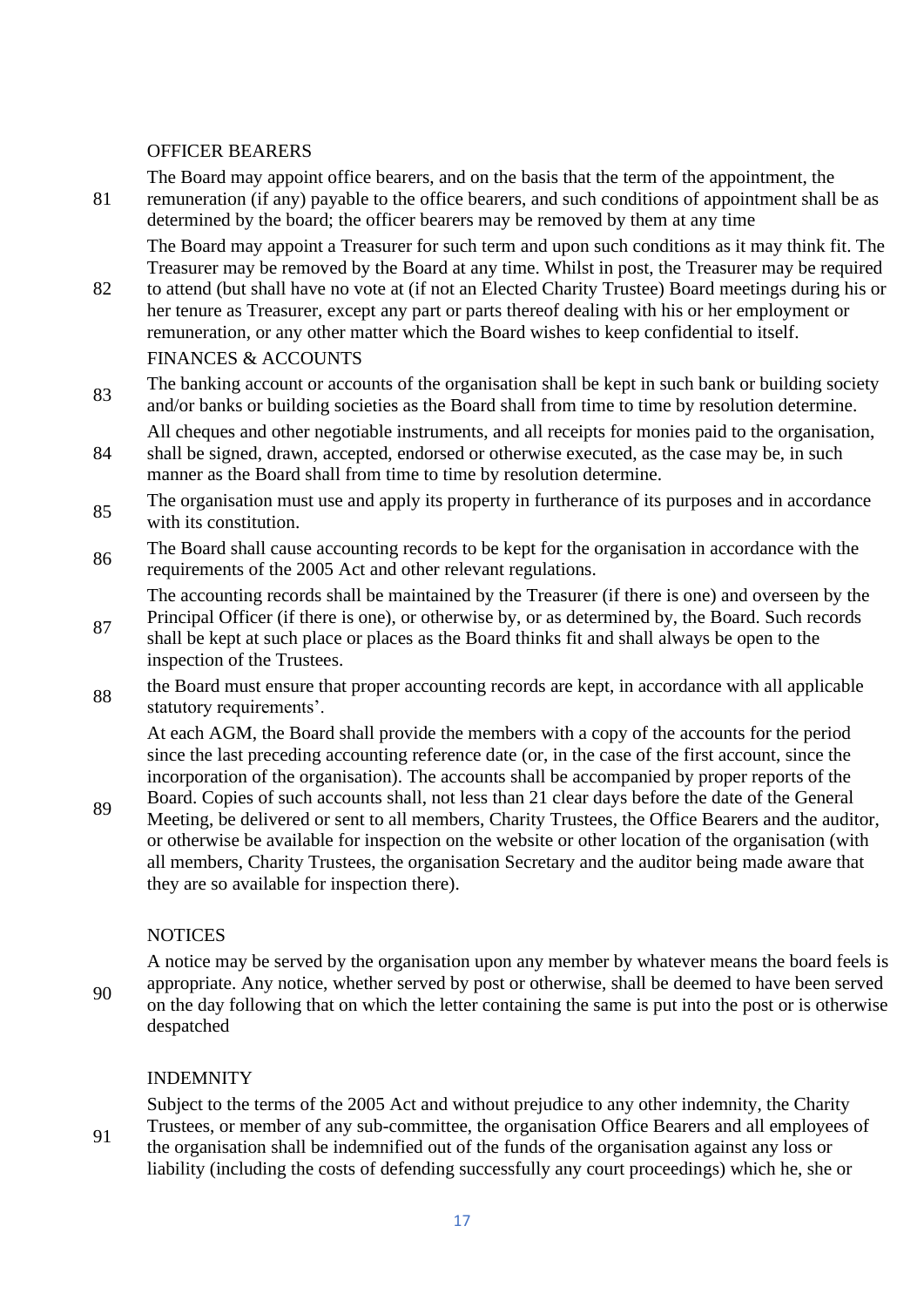## OFFICER BEARERS

81 The Board may appoint office bearers, and on the basis that the term of the appointment, the remuneration (if any) payable to the office bearers, and such conditions of appointment shall be as determined by the board; the officer bearers may be removed by them at any time

82 The Board may appoint a Treasurer for such term and upon such conditions as it may think fit. The Treasurer may be removed by the Board at any time. Whilst in post, the Treasurer may be required to attend (but shall have no vote at (if not an Elected Charity Trustee) Board meetings during his or her tenure as Treasurer, except any part or parts thereof dealing with his or her employment or remuneration, or any other matter which the Board wishes to keep confidential to itself.

## FINANCES & ACCOUNTS

83 The banking account or accounts of the organisation shall be kept in such bank or building society and/or banks or building societies as the Board shall from time to time by resolution determine.

84 All cheques and other negotiable instruments, and all receipts for monies paid to the organisation, shall be signed, drawn, accepted, endorsed or otherwise executed, as the case may be, in such manner as the Board shall from time to time by resolution determine.

85 The organisation must use and apply its property in furtherance of its purposes and in accordance with its constitution.

86 The Board shall cause accounting records to be kept for the organisation in accordance with the requirements of the 2005 Act and other relevant regulations.

87 The accounting records shall be maintained by the Treasurer (if there is one) and overseen by the Principal Officer (if there is one), or otherwise by, or as determined by, the Board. Such records shall be kept at such place or places as the Board thinks fit and shall always be open to the inspection of the Trustees.

88 the Board must ensure that proper accounting records are kept, in accordance with all applicable statutory requirements'.

89 At each AGM, the Board shall provide the members with a copy of the accounts for the period since the last preceding accounting reference date (or, in the case of the first account, since the incorporation of the organisation). The accounts shall be accompanied by proper reports of the Board. Copies of such accounts shall, not less than 21 clear days before the date of the General Meeting, be delivered or sent to all members, Charity Trustees, the Office Bearers and the auditor, or otherwise be available for inspection on the website or other location of the organisation (with all members, Charity Trustees, the organisation Secretary and the auditor being made aware that they are so available for inspection there).

## NOTICES

90 A notice may be served by the organisation upon any member by whatever means the board feels is appropriate. Any notice, whether served by post or otherwise, shall be deemed to have been served on the day following that on which the letter containing the same is put into the post or is otherwise despatched

## INDEMNITY

91 Subject to the terms of the 2005 Act and without prejudice to any other indemnity, the Charity Trustees, or member of any sub-committee, the organisation Office Bearers and all employees of the organisation shall be indemnified out of the funds of the organisation against any loss or liability (including the costs of defending successfully any court proceedings) which he, she or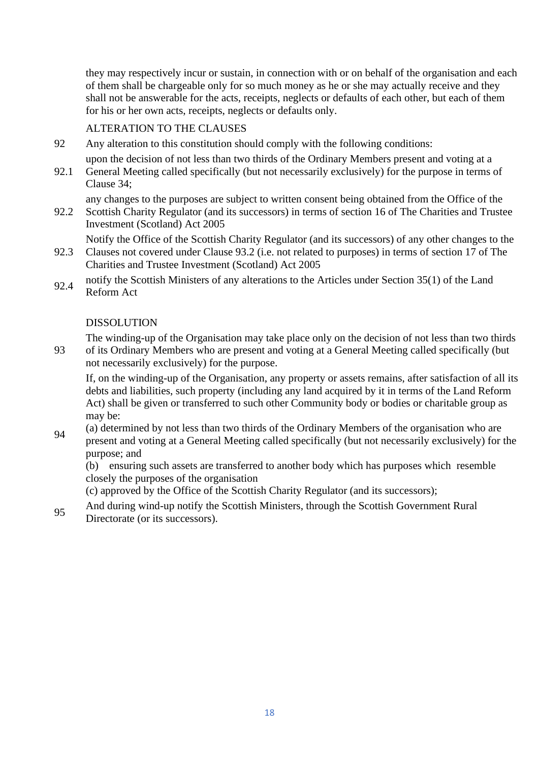they may respectively incur or sustain, in connection with or on behalf of the organisation and each of them shall be chargeable only for so much money as he or she may actually receive and they shall not be answerable for the acts, receipts, neglects or defaults of each other, but each of them for his or her own acts, receipts, neglects or defaults only.

## ALTERATION TO THE CLAUSES

92 Any alteration to this constitution should comply with the following conditions:

92.1 upon the decision of not less than two thirds of the Ordinary Members present and voting at a General Meeting called specifically (but not necessarily exclusively) for the purpose in terms of Clause 34;

92.2 any changes to the purposes are subject to written consent being obtained from the Office of the Scottish Charity Regulator (and its successors) in terms of section 16 of The Charities and Trustee Investment (Scotland) Act 2005

92.3 Notify the Office of the Scottish Charity Regulator (and its successors) of any other changes to the Clauses not covered under Clause 93.2 (i.e. not related to purposes) in terms of section 17 of The Charities and Trustee Investment (Scotland) Act 2005

92.4 notify the Scottish Ministers of any alterations to the Articles under Section 35(1) of the Land Reform Act

## DISSOLUTION

93 The winding-up of the Organisation may take place only on the decision of not less than two thirds of its Ordinary Members who are present and voting at a General Meeting called specifically (but not necessarily exclusively) for the purpose.

94 If, on the winding-up of the Organisation, any property or assets remains, after satisfaction of all its debts and liabilities, such property (including any land acquired by it in terms of the Land Reform Act) shall be given or transferred to such other Community body or bodies or charitable group as may be:

(a) determined by not less than two thirds of the Ordinary Members of the organisation who are present and voting at a General Meeting called specifically (but not necessarily exclusively) for the purpose; and

(b) ensuring such assets are transferred to another body which has purposes which resemble closely the purposes of the organisation

(c) approved by the Office of the Scottish Charity Regulator (and its successors);

95 And during wind-up notify the Scottish Ministers, through the Scottish Government Rural Directorate (or its successors).